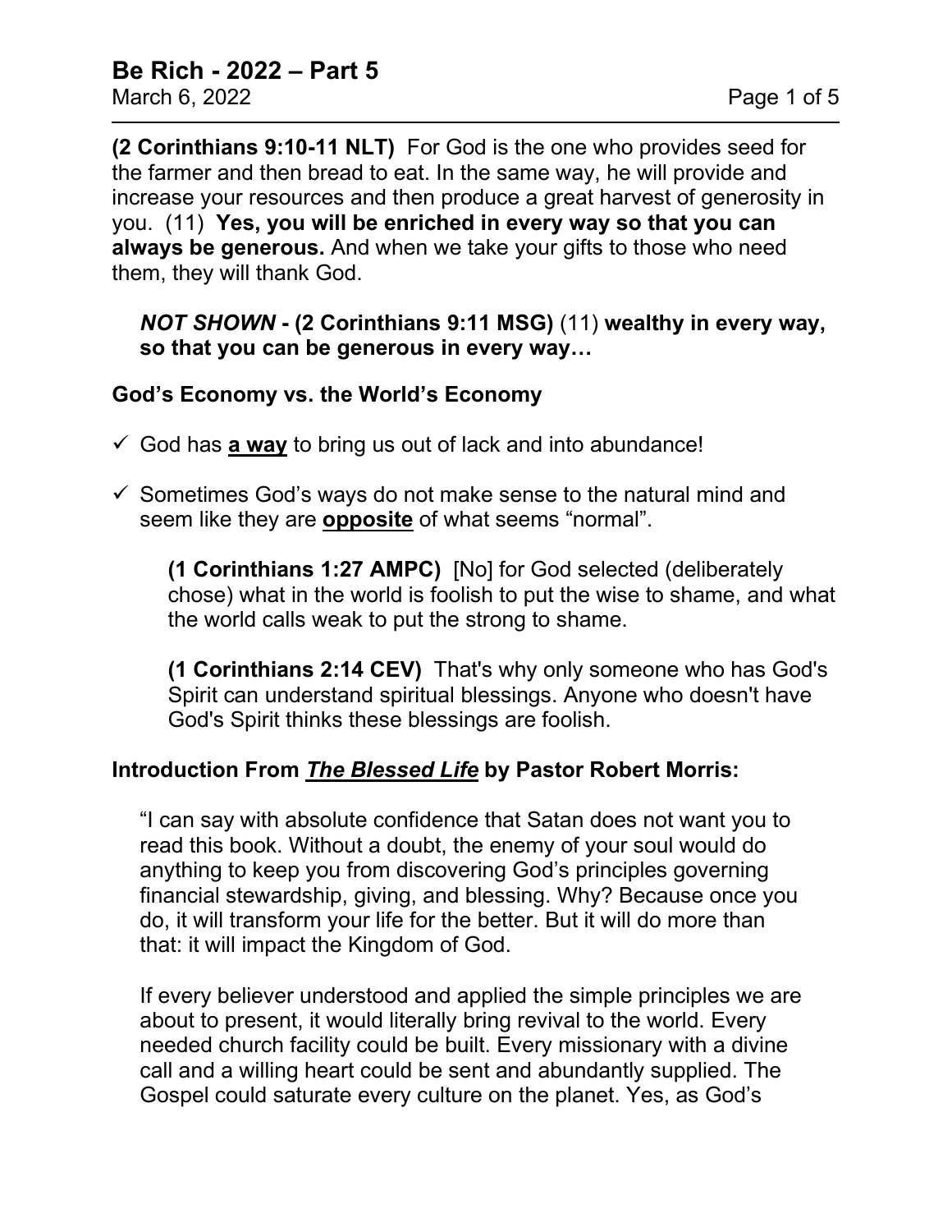# Be Rich - 2022 – Part 5

March 6, 2022

**(2 Corinthians 9:10-11 NLT)** For God is the one who provides seed for the farmer and then bread to eat. In the same way, he will provide and increase your resources and then produce a great harvest of generosity in you. (11) **Yes, you will be enriched in every way so that you can always be generous.** And when we take your gifts to those who need them, they will thank God.

> ***NOT SHOWN*** **- (2 Corinthians 9:11 MSG)** (11) **wealthy in every way, so that you can be generous in every way…**

## God's Economy vs. the World's Economy

- ✓ God has **a way** to bring us out of lack and into abundance!
- ✓ Sometimes God's ways do not make sense to the natural mind and seem like they are **opposite** of what seems "normal".

> **(1 Corinthians 1:27 AMPC)** [No] for God selected (deliberately chose) what in the world is foolish to put the wise to shame, and what the world calls weak to put the strong to shame.
>
> **(1 Corinthians 2:14 CEV)** That's why only someone who has God's Spirit can understand spiritual blessings. Anyone who doesn't have God's Spirit thinks these blessings are foolish.

## Introduction From ***The Blessed Life*** by Pastor Robert Morris:

> "I can say with absolute confidence that Satan does not want you to read this book. Without a doubt, the enemy of your soul would do anything to keep you from discovering God's principles governing financial stewardship, giving, and blessing. Why? Because once you do, it will transform your life for the better. But it will do more than that: it will impact the Kingdom of God.
>
> If every believer understood and applied the simple principles we are about to present, it would literally bring revival to the world. Every needed church facility could be built. Every missionary with a divine call and a willing heart could be sent and abundantly supplied. The Gospel could saturate every culture on the planet. Yes, as God's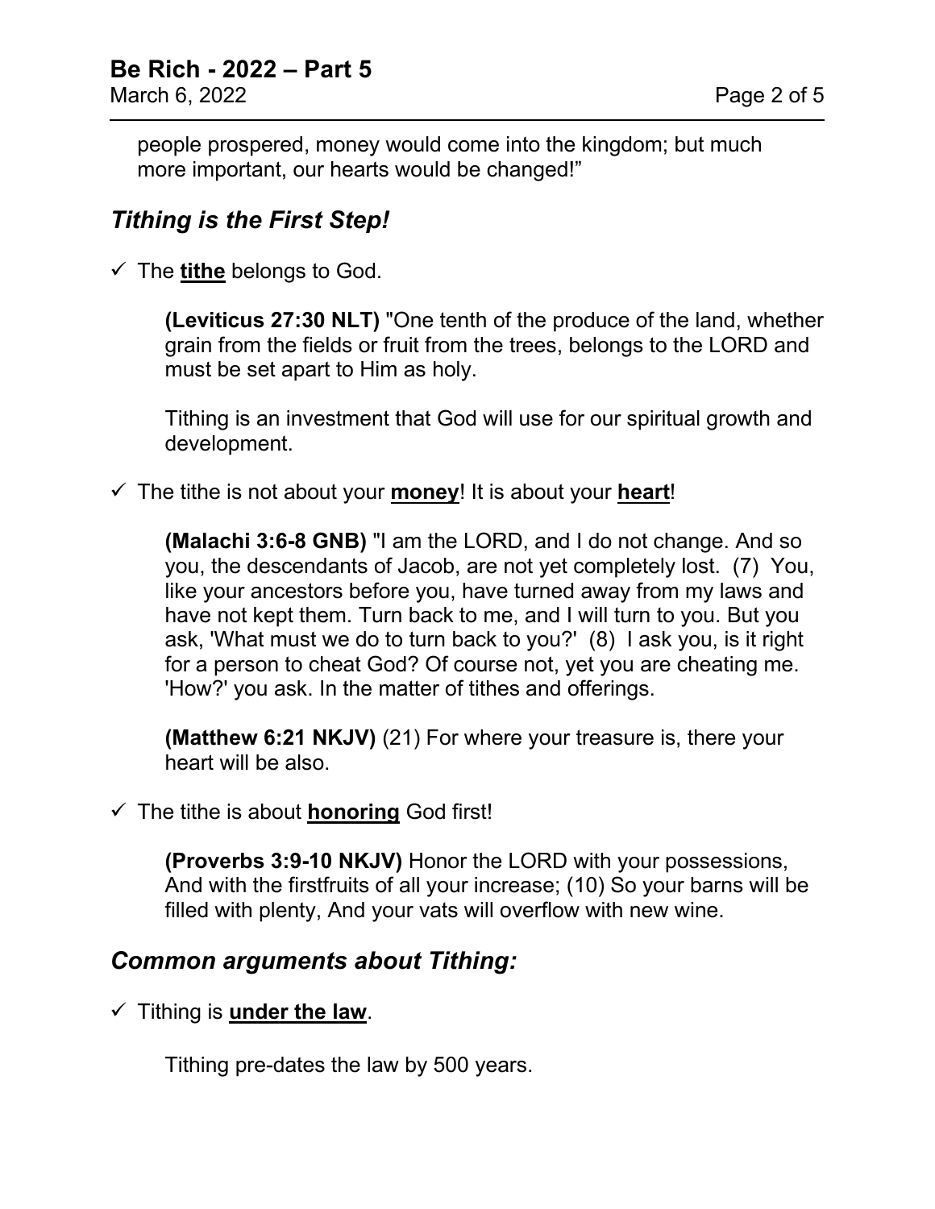people prospered, money would come into the kingdom; but much more important, our hearts would be changed!"

## *Tithing is the First Step!*

✓ The **tithe** belongs to God.

> **(Leviticus 27:30 NLT)** "One tenth of the produce of the land, whether grain from the fields or fruit from the trees, belongs to the LORD and must be set apart to Him as holy.
>
> Tithing is an investment that God will use for our spiritual growth and development.

✓ The tithe is not about your **money**! It is about your **heart**!

> **(Malachi 3:6-8 GNB)** "I am the LORD, and I do not change. And so you, the descendants of Jacob, are not yet completely lost. (7) You, like your ancestors before you, have turned away from my laws and have not kept them. Turn back to me, and I will turn to you. But you ask, 'What must we do to turn back to you?' (8) I ask you, is it right for a person to cheat God? Of course not, yet you are cheating me. 'How?' you ask. In the matter of tithes and offerings.
>
> **(Matthew 6:21 NKJV)** (21) For where your treasure is, there your heart will be also.

✓ The tithe is about **honoring** God first!

> **(Proverbs 3:9-10 NKJV)** Honor the LORD with your possessions, And with the firstfruits of all your increase; (10) So your barns will be filled with plenty, And your vats will overflow with new wine.

## *Common arguments about Tithing:*

✓ Tithing is **under the law**.

> Tithing pre-dates the law by 500 years.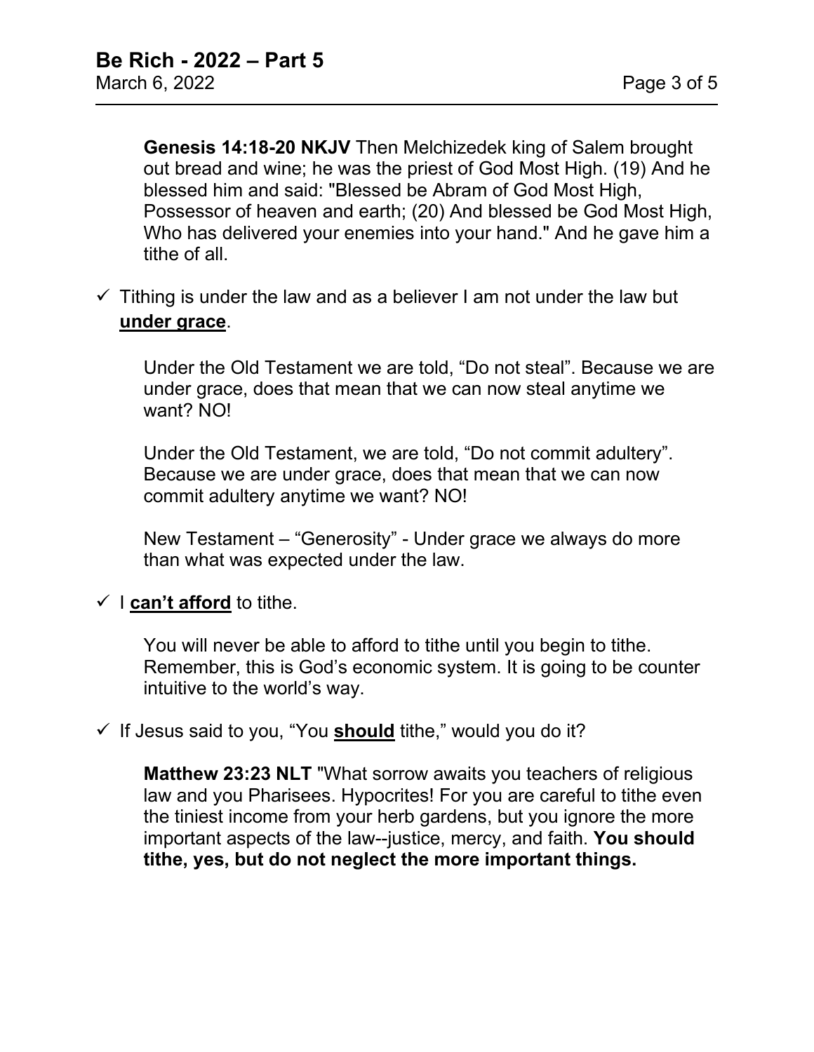**Genesis 14:18-20 NKJV** Then Melchizedek king of Salem brought out bread and wine; he was the priest of God Most High. (19) And he blessed him and said: "Blessed be Abram of God Most High, Possessor of heaven and earth; (20) And blessed be God Most High, Who has delivered your enemies into your hand." And he gave him a tithe of all.

- ✓ Tithing is under the law and as a believer I am not under the law but **under grace**.

    Under the Old Testament we are told, "Do not steal". Because we are under grace, does that mean that we can now steal anytime we want? NO!

    Under the Old Testament, we are told, "Do not commit adultery". Because we are under grace, does that mean that we can now commit adultery anytime we want? NO!

    New Testament – "Generosity" - Under grace we always do more than what was expected under the law.

- ✓ I **can't afford** to tithe.

    You will never be able to afford to tithe until you begin to tithe. Remember, this is God's economic system. It is going to be counter intuitive to the world's way.

- ✓ If Jesus said to you, "You **should** tithe," would you do it?

    **Matthew 23:23 NLT** "What sorrow awaits you teachers of religious law and you Pharisees. Hypocrites! For you are careful to tithe even the tiniest income from your herb gardens, but you ignore the more important aspects of the law--justice, mercy, and faith. **You should tithe, yes, but do not neglect the more important things.**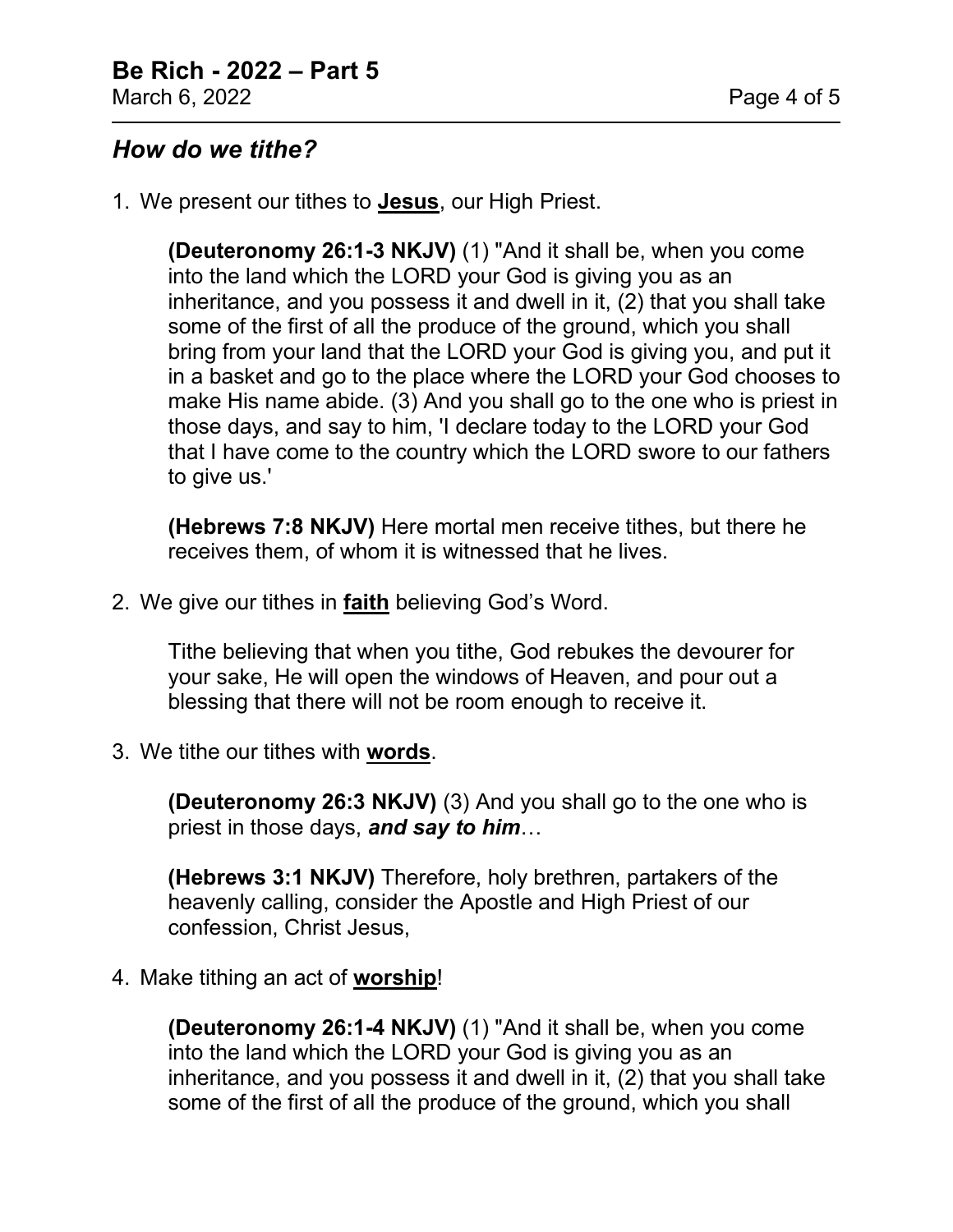## *How do we tithe?*

1. We present our tithes to **<u>Jesus</u>**, our High Priest.

   **(Deuteronomy 26:1-3 NKJV)** (1) "And it shall be, when you come into the land which the LORD your God is giving you as an inheritance, and you possess it and dwell in it, (2) that you shall take some of the first of all the produce of the ground, which you shall bring from your land that the LORD your God is giving you, and put it in a basket and go to the place where the LORD your God chooses to make His name abide. (3) And you shall go to the one who is priest in those days, and say to him, 'I declare today to the LORD your God that I have come to the country which the LORD swore to our fathers to give us.'

   **(Hebrews 7:8 NKJV)** Here mortal men receive tithes, but there he receives them, of whom it is witnessed that he lives.

2. We give our tithes in **<u>faith</u>** believing God's Word.

   Tithe believing that when you tithe, God rebukes the devourer for your sake, He will open the windows of Heaven, and pour out a blessing that there will not be room enough to receive it.

3. We tithe our tithes with **<u>words</u>**.

   **(Deuteronomy 26:3 NKJV)** (3) And you shall go to the one who is priest in those days, ***and say to him***…

   **(Hebrews 3:1 NKJV)** Therefore, holy brethren, partakers of the heavenly calling, consider the Apostle and High Priest of our confession, Christ Jesus,

4. Make tithing an act of **<u>worship</u>**!

   **(Deuteronomy 26:1-4 NKJV)** (1) "And it shall be, when you come into the land which the LORD your God is giving you as an inheritance, and you possess it and dwell in it, (2) that you shall take some of the first of all the produce of the ground, which you shall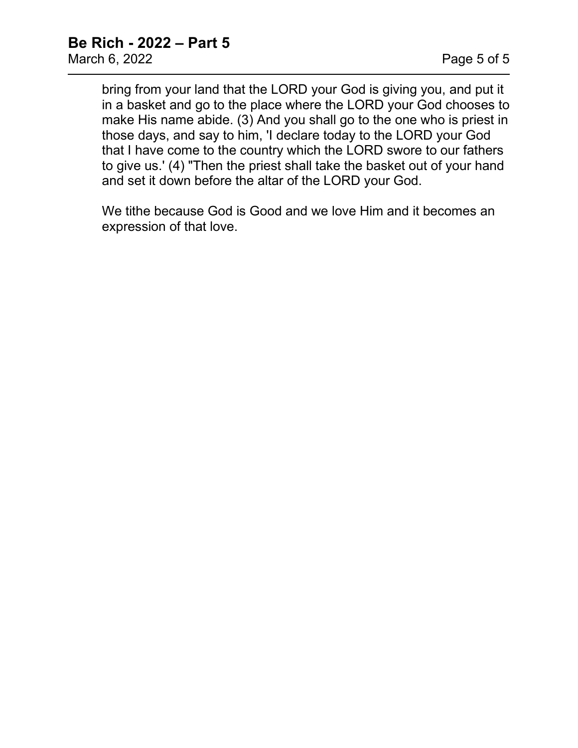bring from your land that the LORD your God is giving you, and put it in a basket and go to the place where the LORD your God chooses to make His name abide. (3) And you shall go to the one who is priest in those days, and say to him, 'I declare today to the LORD your God that I have come to the country which the LORD swore to our fathers to give us.' (4) "Then the priest shall take the basket out of your hand and set it down before the altar of the LORD your God.

We tithe because God is Good and we love Him and it becomes an expression of that love.